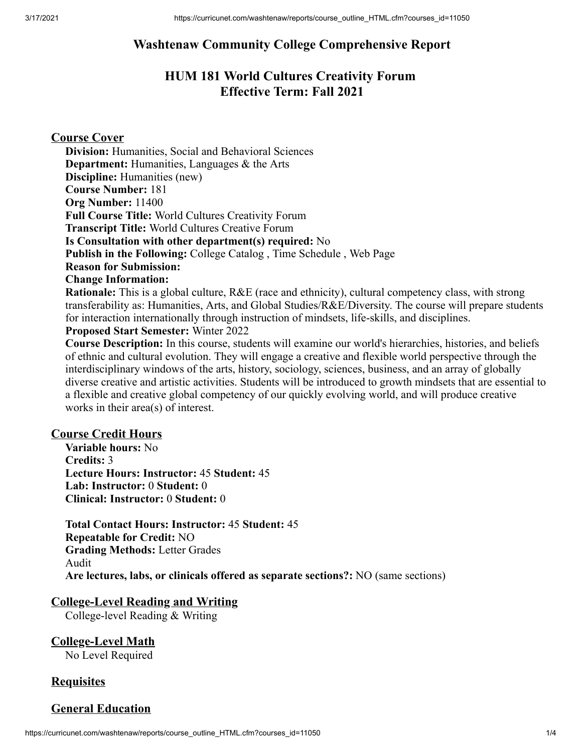# Washtenaw Community College Comprehensive Report

## HUM 181 World Cultures Creativity Forum
## Effective Term: Fall 2021

### Course Cover

**Division:** Humanities, Social and Behavioral Sciences
**Department:** Humanities, Languages & the Arts
**Discipline:** Humanities (new)
**Course Number:** 181
**Org Number:** 11400
**Full Course Title:** World Cultures Creativity Forum
**Transcript Title:** World Cultures Creative Forum
**Is Consultation with other department(s) required:** No
**Publish in the Following:** College Catalog , Time Schedule , Web Page
**Reason for Submission:**
**Change Information:**
**Rationale:** This is a global culture, R&E (race and ethnicity), cultural competency class, with strong transferability as: Humanities, Arts, and Global Studies/R&E/Diversity. The course will prepare students for interaction internationally through instruction of mindsets, life-skills, and disciplines.
**Proposed Start Semester:** Winter 2022
**Course Description:** In this course, students will examine our world's hierarchies, histories, and beliefs of ethnic and cultural evolution. They will engage a creative and flexible world perspective through the interdisciplinary windows of the arts, history, sociology, sciences, business, and an array of globally diverse creative and artistic activities. Students will be introduced to growth mindsets that are essential to a flexible and creative global competency of our quickly evolving world, and will produce creative works in their area(s) of interest.

### Course Credit Hours

**Variable hours:** No
**Credits:** 3
**Lecture Hours: Instructor:** 45 **Student:** 45
**Lab: Instructor:** 0 **Student:** 0
**Clinical: Instructor:** 0 **Student:** 0

**Total Contact Hours: Instructor:** 45 **Student:** 45
**Repeatable for Credit:** NO
**Grading Methods:** Letter Grades
Audit
**Are lectures, labs, or clinicals offered as separate sections?:** NO (same sections)

### College-Level Reading and Writing

College-level Reading & Writing

### College-Level Math

No Level Required

### Requisites

### General Education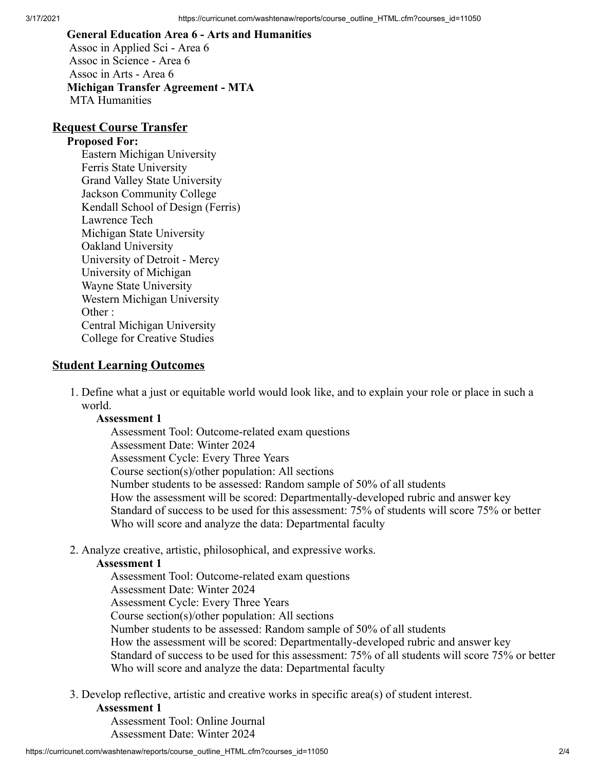**General Education Area 6 - Arts and Humanities**

Assoc in Applied Sci - Area 6
Assoc in Science - Area 6
Assoc in Arts - Area 6

**Michigan Transfer Agreement - MTA**

MTA Humanities

## Request Course Transfer

**Proposed For:**

Eastern Michigan University
Ferris State University
Grand Valley State University
Jackson Community College
Kendall School of Design (Ferris)
Lawrence Tech
Michigan State University
Oakland University
University of Detroit - Mercy
University of Michigan
Wayne State University
Western Michigan University
Other :
Central Michigan University
College for Creative Studies

## Student Learning Outcomes

1. Define what a just or equitable world would look like, and to explain your role or place in such a world.

   **Assessment 1**

   Assessment Tool: Outcome-related exam questions
   Assessment Date: Winter 2024
   Assessment Cycle: Every Three Years
   Course section(s)/other population: All sections
   Number students to be assessed: Random sample of 50% of all students
   How the assessment will be scored: Departmentally-developed rubric and answer key
   Standard of success to be used for this assessment: 75% of students will score 75% or better
   Who will score and analyze the data: Departmental faculty

2. Analyze creative, artistic, philosophical, and expressive works.

   **Assessment 1**

   Assessment Tool: Outcome-related exam questions
   Assessment Date: Winter 2024
   Assessment Cycle: Every Three Years
   Course section(s)/other population: All sections
   Number students to be assessed: Random sample of 50% of all students
   How the assessment will be scored: Departmentally-developed rubric and answer key
   Standard of success to be used for this assessment: 75% of all students will score 75% or better
   Who will score and analyze the data: Departmental faculty

3. Develop reflective, artistic and creative works in specific area(s) of student interest.

   **Assessment 1**

   Assessment Tool: Online Journal
   Assessment Date: Winter 2024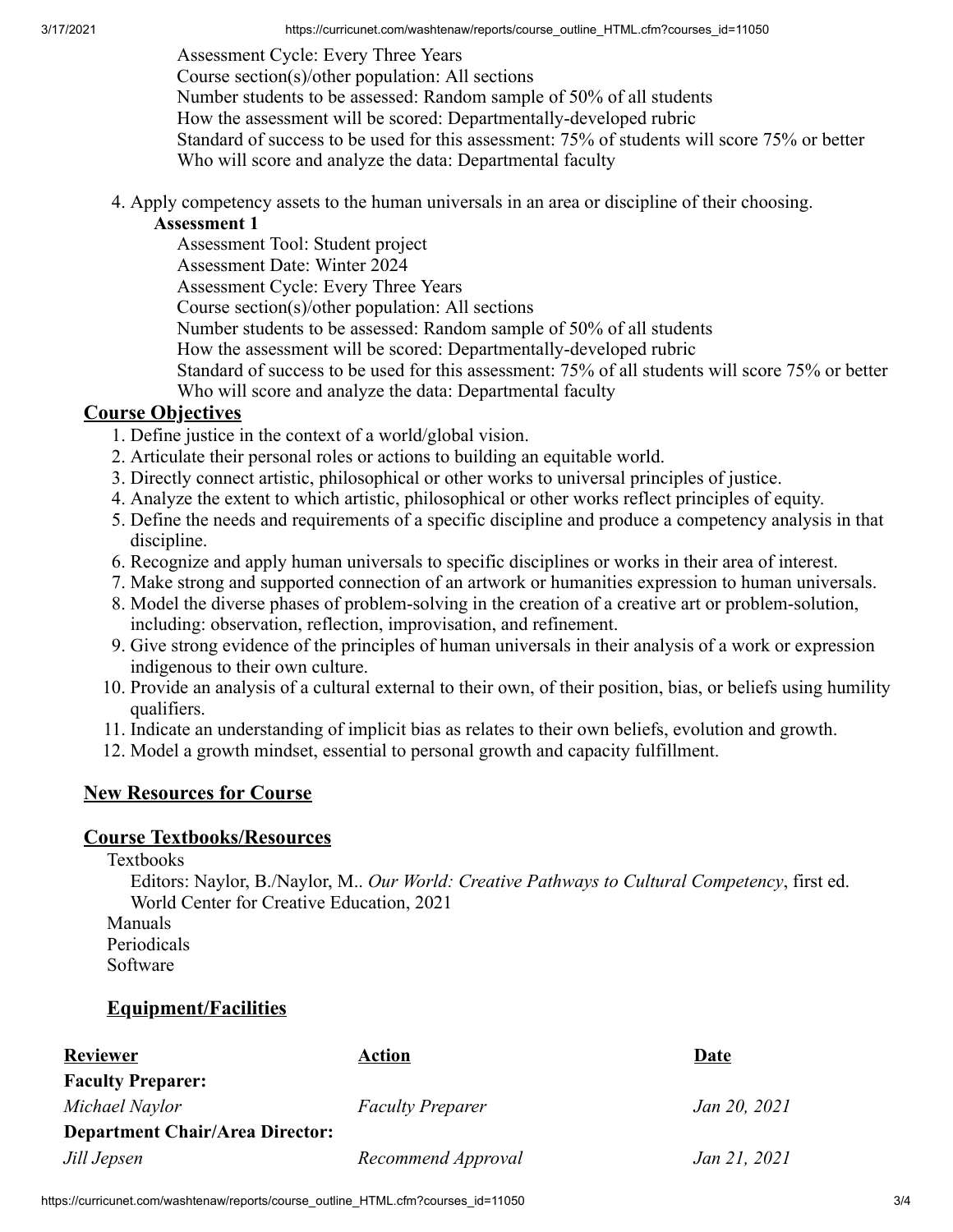Assessment Cycle: Every Three Years
Course section(s)/other population: All sections
Number students to be assessed: Random sample of 50% of all students
How the assessment will be scored: Departmentally-developed rubric
Standard of success to be used for this assessment: 75% of students will score 75% or better
Who will score and analyze the data: Departmental faculty

4. Apply competency assets to the human universals in an area or discipline of their choosing.

   **Assessment 1**

   Assessment Tool: Student project
   Assessment Date: Winter 2024
   Assessment Cycle: Every Three Years
   Course section(s)/other population: All sections
   Number students to be assessed: Random sample of 50% of all students
   How the assessment will be scored: Departmentally-developed rubric
   Standard of success to be used for this assessment: 75% of all students will score 75% or better
   Who will score and analyze the data: Departmental faculty

## Course Objectives

1. Define justice in the context of a world/global vision.
2. Articulate their personal roles or actions to building an equitable world.
3. Directly connect artistic, philosophical or other works to universal principles of justice.
4. Analyze the extent to which artistic, philosophical or other works reflect principles of equity.
5. Define the needs and requirements of a specific discipline and produce a competency analysis in that discipline.
6. Recognize and apply human universals to specific disciplines or works in their area of interest.
7. Make strong and supported connection of an artwork or humanities expression to human universals.
8. Model the diverse phases of problem-solving in the creation of a creative art or problem-solution, including: observation, reflection, improvisation, and refinement.
9. Give strong evidence of the principles of human universals in their analysis of a work or expression indigenous to their own culture.
10. Provide an analysis of a cultural external to their own, of their position, bias, or beliefs using humility qualifiers.
11. Indicate an understanding of implicit bias as relates to their own beliefs, evolution and growth.
12. Model a growth mindset, essential to personal growth and capacity fulfillment.

## New Resources for Course

## Course Textbooks/Resources

Textbooks

Editors: Naylor, B./Naylor, M.. *Our World: Creative Pathways to Cultural Competency*, first ed. World Center for Creative Education, 2021

Manuals

Periodicals

Software

## Equipment/Facilities

| Reviewer | Action | Date |
| --- | --- | --- |
| **Faculty Preparer:** | | |
| *Michael Naylor* | *Faculty Preparer* | *Jan 20, 2021* |
| **Department Chair/Area Director:** | | |
| *Jill Jepsen* | *Recommend Approval* | *Jan 21, 2021* |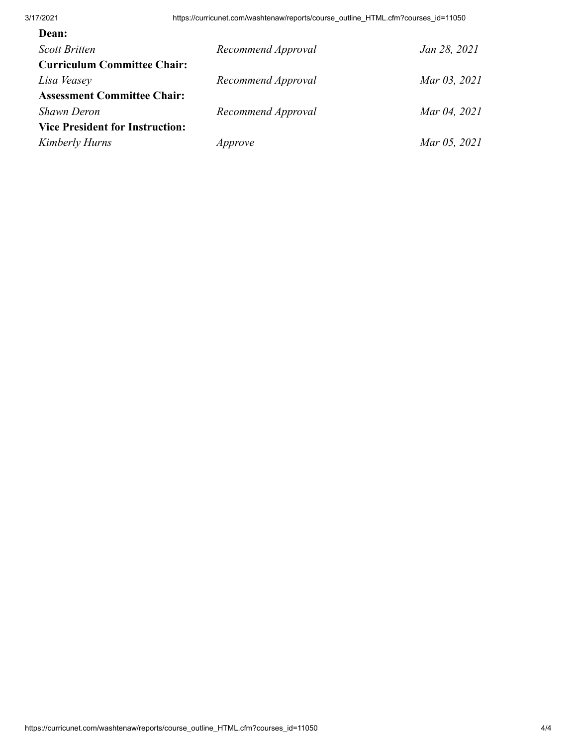**Dean:**

| | | |
|---|---|---|
| *Scott Britten* | *Recommend Approval* | *Jan 28, 2021* |

**Curriculum Committee Chair:**

| | | |
|---|---|---|
| *Lisa Veasey* | *Recommend Approval* | *Mar 03, 2021* |

**Assessment Committee Chair:**

| | | |
|---|---|---|
| *Shawn Deron* | *Recommend Approval* | *Mar 04, 2021* |

**Vice President for Instruction:**

| | | |
|---|---|---|
| *Kimberly Hurns* | *Approve* | *Mar 05, 2021* |